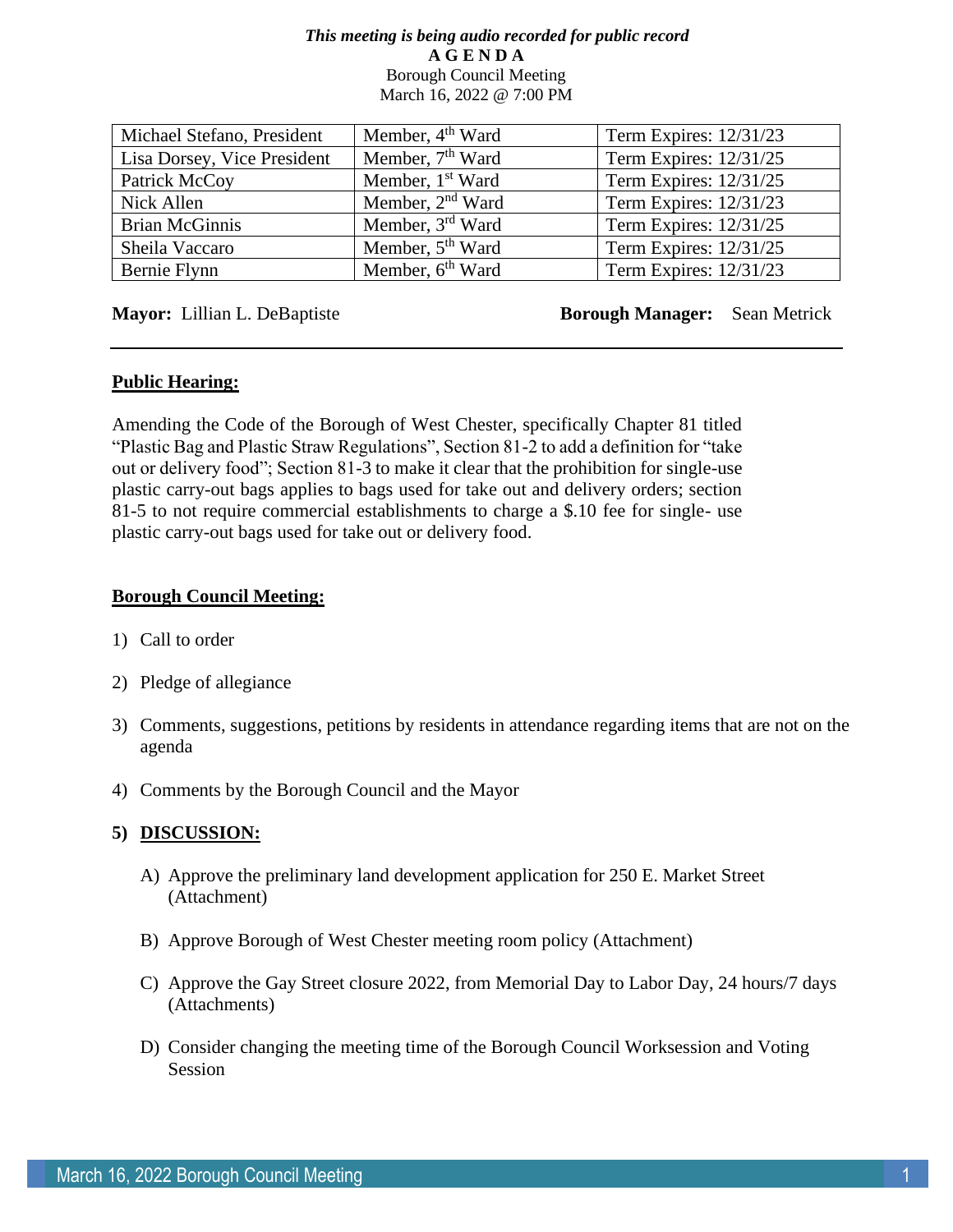*This meeting is being audio recorded for public record*

**A G E N D A**

Borough Council Meeting

March 16, 2022 @ 7:00 PM

| | | |
|---|---|---|
| Michael Stefano, President | Member, 4th Ward | Term Expires: 12/31/23 |
| Lisa Dorsey, Vice President | Member, 7th Ward | Term Expires: 12/31/25 |
| Patrick McCoy | Member, 1st Ward | Term Expires: 12/31/25 |
| Nick Allen | Member, 2nd Ward | Term Expires: 12/31/23 |
| Brian McGinnis | Member, 3rd Ward | Term Expires: 12/31/25 |
| Sheila Vaccaro | Member, 5th Ward | Term Expires: 12/31/25 |
| Bernie Flynn | Member, 6th Ward | Term Expires: 12/31/23 |

**Mayor:** Lillian L. DeBaptiste **Borough Manager:** Sean Metrick

---

**Public Hearing:**

Amending the Code of the Borough of West Chester, specifically Chapter 81 titled "Plastic Bag and Plastic Straw Regulations", Section 81-2 to add a definition for "take out or delivery food"; Section 81-3 to make it clear that the prohibition for single-use plastic carry-out bags applies to bags used for take out and delivery orders; section 81-5 to not require commercial establishments to charge a $.10 fee for single- use plastic carry-out bags used for take out or delivery food.

**Borough Council Meeting:**

1) Call to order

2) Pledge of allegiance

3) Comments, suggestions, petitions by residents in attendance regarding items that are not on the agenda

4) Comments by the Borough Council and the Mayor

5) **DISCUSSION:**

   A) Approve the preliminary land development application for 250 E. Market Street (Attachment)

   B) Approve Borough of West Chester meeting room policy (Attachment)

   C) Approve the Gay Street closure 2022, from Memorial Day to Labor Day, 24 hours/7 days (Attachments)

   D) Consider changing the meeting time of the Borough Council Worksession and Voting Session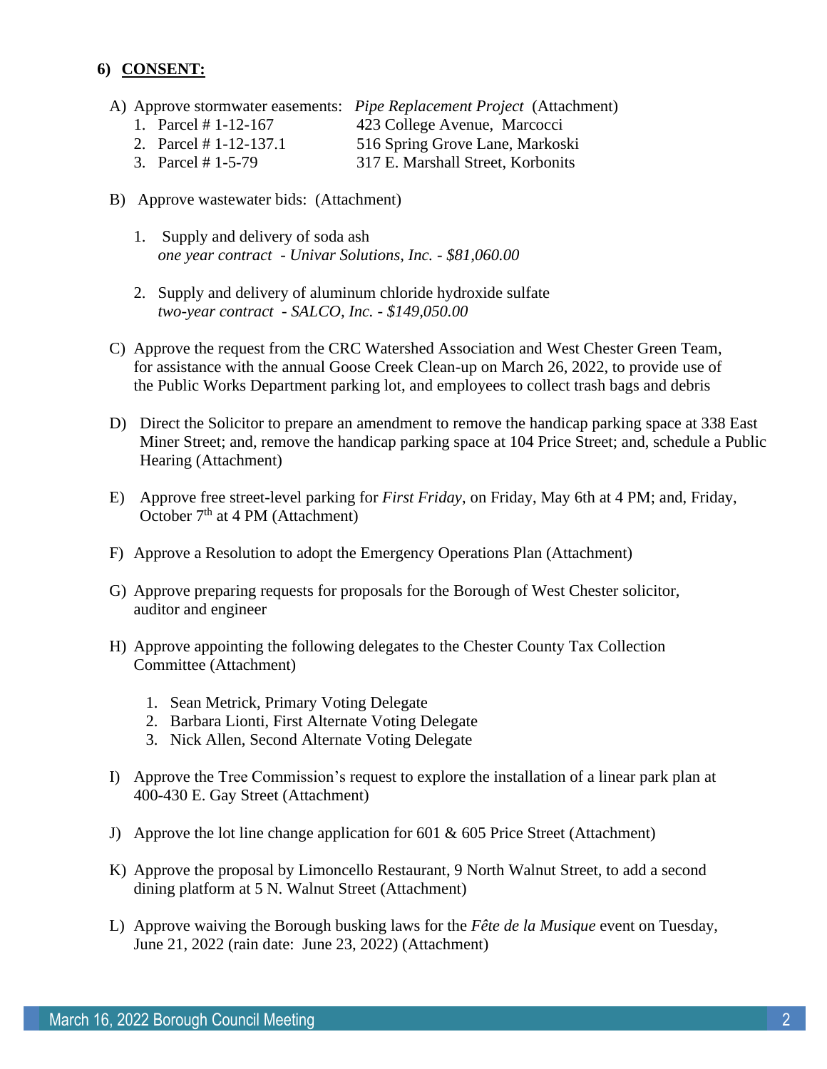## 6) CONSENT:

A) Approve stormwater easements: *Pipe Replacement Project* (Attachment)

1. Parcel # 1-12-167 — 423 College Avenue, Marcocci
2. Parcel # 1-12-137.1 — 516 Spring Grove Lane, Markoski
3. Parcel # 1-5-79 — 317 E. Marshall Street, Korbonits

B) Approve wastewater bids: (Attachment)

1. Supply and delivery of soda ash
   *one year contract - Univar Solutions, Inc. - $81,060.00*

2. Supply and delivery of aluminum chloride hydroxide sulfate
   *two-year contract - SALCO, Inc. - $149,050.00*

C) Approve the request from the CRC Watershed Association and West Chester Green Team, for assistance with the annual Goose Creek Clean-up on March 26, 2022, to provide use of the Public Works Department parking lot, and employees to collect trash bags and debris

D) Direct the Solicitor to prepare an amendment to remove the handicap parking space at 338 East Miner Street; and, remove the handicap parking space at 104 Price Street; and, schedule a Public Hearing (Attachment)

E) Approve free street-level parking for *First Friday*, on Friday, May 6th at 4 PM; and, Friday, October 7th at 4 PM (Attachment)

F) Approve a Resolution to adopt the Emergency Operations Plan (Attachment)

G) Approve preparing requests for proposals for the Borough of West Chester solicitor, auditor and engineer

H) Approve appointing the following delegates to the Chester County Tax Collection Committee (Attachment)

1. Sean Metrick, Primary Voting Delegate
2. Barbara Lionti, First Alternate Voting Delegate
3. Nick Allen, Second Alternate Voting Delegate

I) Approve the Tree Commission's request to explore the installation of a linear park plan at 400-430 E. Gay Street (Attachment)

J) Approve the lot line change application for 601 & 605 Price Street (Attachment)

K) Approve the proposal by Limoncello Restaurant, 9 North Walnut Street, to add a second dining platform at 5 N. Walnut Street (Attachment)

L) Approve waiving the Borough busking laws for the *Fête de la Musique* event on Tuesday, June 21, 2022 (rain date: June 23, 2022) (Attachment)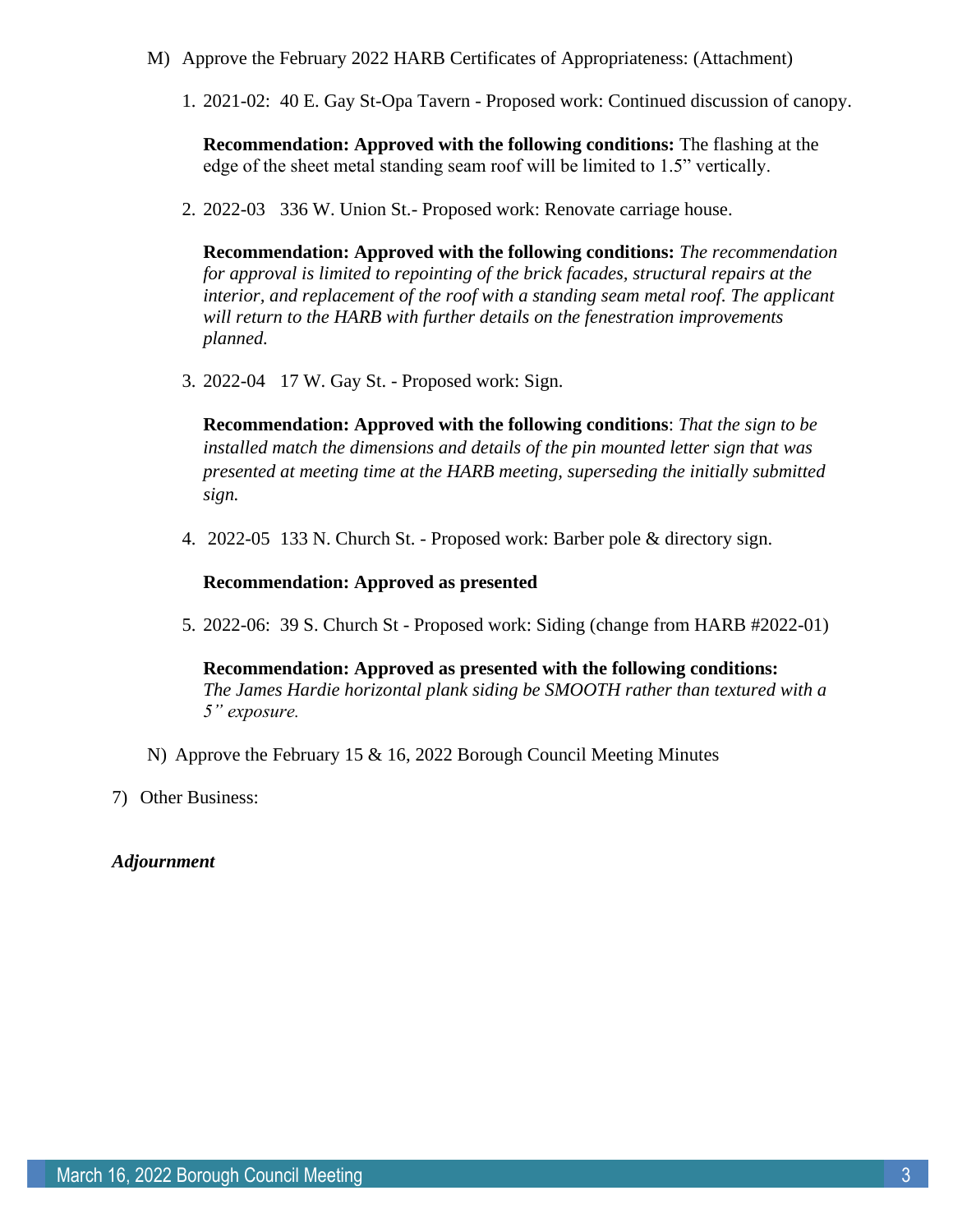M) Approve the February 2022 HARB Certificates of Appropriateness: (Attachment)

1. 2021-02: 40 E. Gay St-Opa Tavern - Proposed work: Continued discussion of canopy.

   **Recommendation: Approved with the following conditions:** The flashing at the edge of the sheet metal standing seam roof will be limited to 1.5" vertically.

2. 2022-03 336 W. Union St.- Proposed work: Renovate carriage house.

   **Recommendation: Approved with the following conditions:** *The recommendation for approval is limited to repointing of the brick facades, structural repairs at the interior, and replacement of the roof with a standing seam metal roof. The applicant will return to the HARB with further details on the fenestration improvements planned.*

3. 2022-04 17 W. Gay St. - Proposed work: Sign.

   **Recommendation: Approved with the following conditions**: *That the sign to be installed match the dimensions and details of the pin mounted letter sign that was presented at meeting time at the HARB meeting, superseding the initially submitted sign.*

4. 2022-05 133 N. Church St. - Proposed work: Barber pole & directory sign.

   **Recommendation: Approved as presented**

5. 2022-06: 39 S. Church St - Proposed work: Siding (change from HARB #2022-01)

   **Recommendation: Approved as presented with the following conditions:** *The James Hardie horizontal plank siding be SMOOTH rather than textured with a 5" exposure.*

N) Approve the February 15 & 16, 2022 Borough Council Meeting Minutes

7) Other Business:

***Adjournment***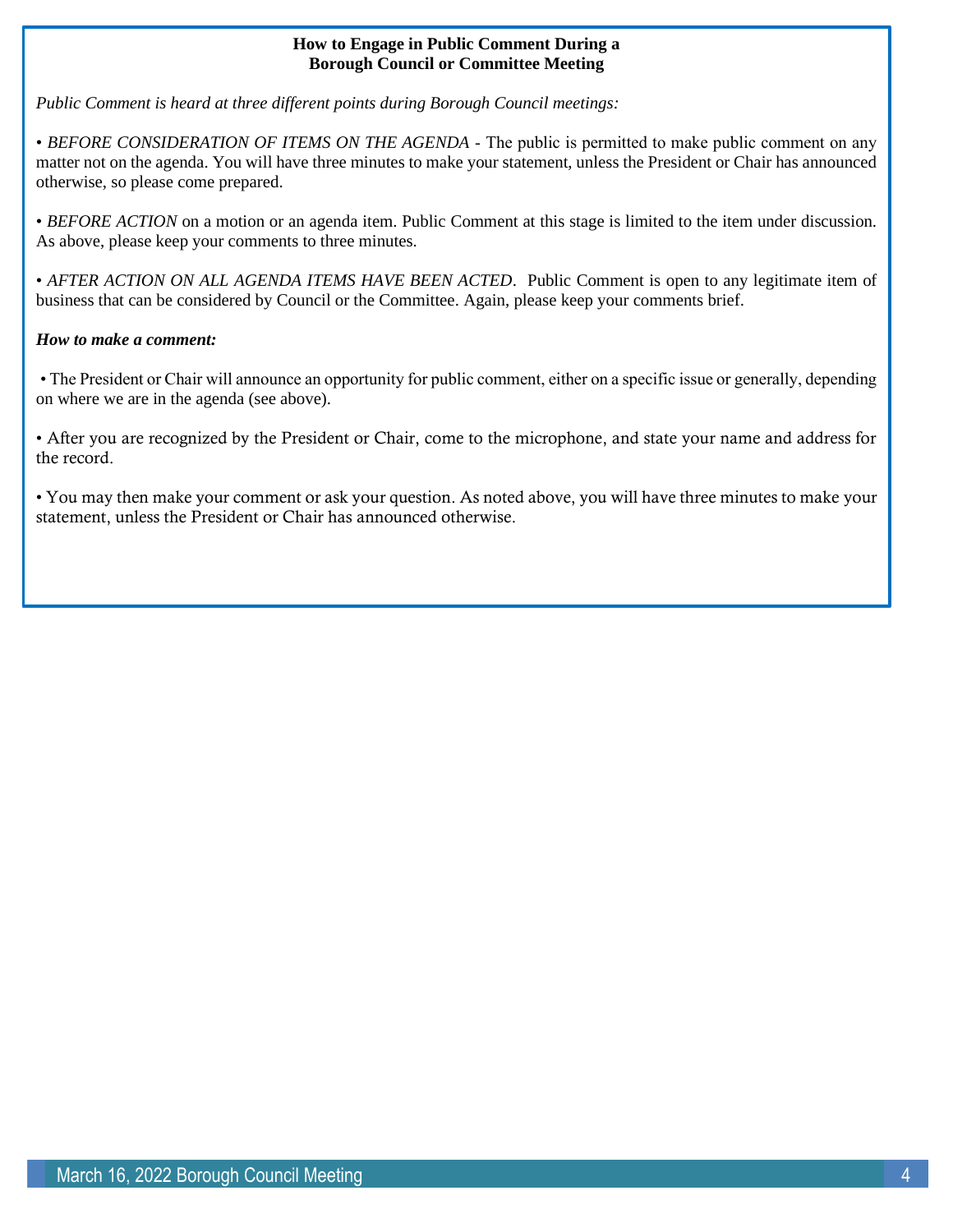## How to Engage in Public Comment During a Borough Council or Committee Meeting

*Public Comment is heard at three different points during Borough Council meetings:*

• *BEFORE CONSIDERATION OF ITEMS ON THE AGENDA* - The public is permitted to make public comment on any matter not on the agenda. You will have three minutes to make your statement, unless the President or Chair has announced otherwise, so please come prepared.

• *BEFORE ACTION* on a motion or an agenda item. Public Comment at this stage is limited to the item under discussion. As above, please keep your comments to three minutes.

• *AFTER ACTION ON ALL AGENDA ITEMS HAVE BEEN ACTED*. Public Comment is open to any legitimate item of business that can be considered by Council or the Committee. Again, please keep your comments brief.

***How to make a comment:***

• The President or Chair will announce an opportunity for public comment, either on a specific issue or generally, depending on where we are in the agenda (see above).

• After you are recognized by the President or Chair, come to the microphone, and state your name and address for the record.

• You may then make your comment or ask your question. As noted above, you will have three minutes to make your statement, unless the President or Chair has announced otherwise.